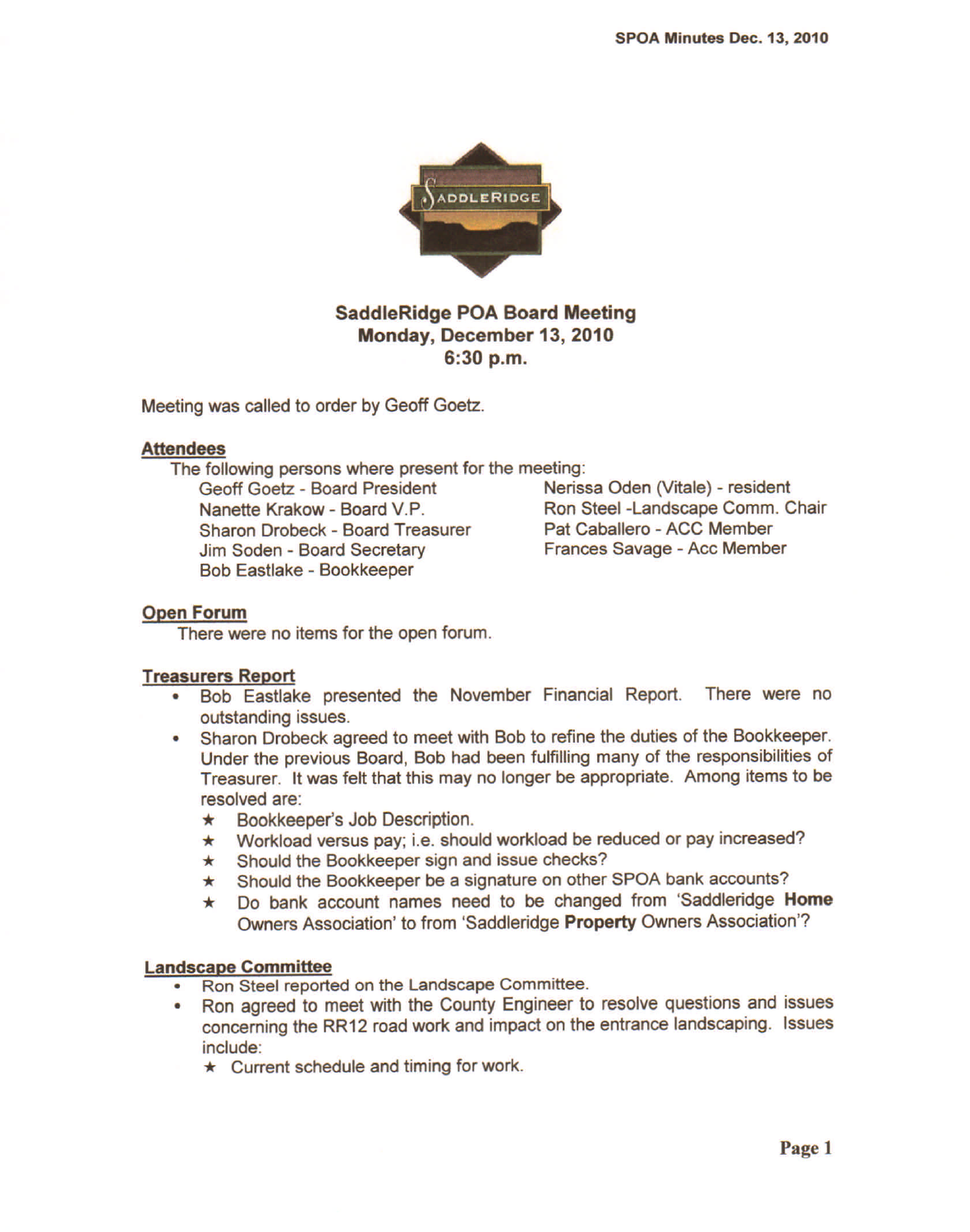# SaddleRidge POA Board Meeting
## Monday, December 13, 2010
## 6:30 p.m.

Meeting was called to order by Geoff Goetz.

### Attendees

The following persons where present for the meeting:

- Geoff Goetz - Board President
- Nanette Krakow - Board V.P.
- Sharon Drobeck - Board Treasurer
- Jim Soden - Board Secretary
- Bob Eastlake - Bookkeeper
- Nerissa Oden (Vitale) - resident
- Ron Steel -Landscape Comm. Chair
- Pat Caballero - ACC Member
- Frances Savage - Acc Member

### Open Forum

There were no items for the open forum.

### Treasurers Report

- Bob Eastlake presented the November Financial Report. There were no outstanding issues.
- Sharon Drobeck agreed to meet with Bob to refine the duties of the Bookkeeper. Under the previous Board, Bob had been fulfilling many of the responsibilities of Treasurer. It was felt that this may no longer be appropriate. Among items to be resolved are:
  - ★ Bookkeeper's Job Description.
  - ★ Workload versus pay; i.e. should workload be reduced or pay increased?
  - ★ Should the Bookkeeper sign and issue checks?
  - ★ Should the Bookkeeper be a signature on other SPOA bank accounts?
  - ★ Do bank account names need to be changed from 'Saddleridge **Home** Owners Association' to from 'Saddleridge **Property** Owners Association'?

### Landscape Committee

- Ron Steel reported on the Landscape Committee.
- Ron agreed to meet with the County Engineer to resolve questions and issues concerning the RR12 road work and impact on the entrance landscaping. Issues include:
  - ★ Current schedule and timing for work.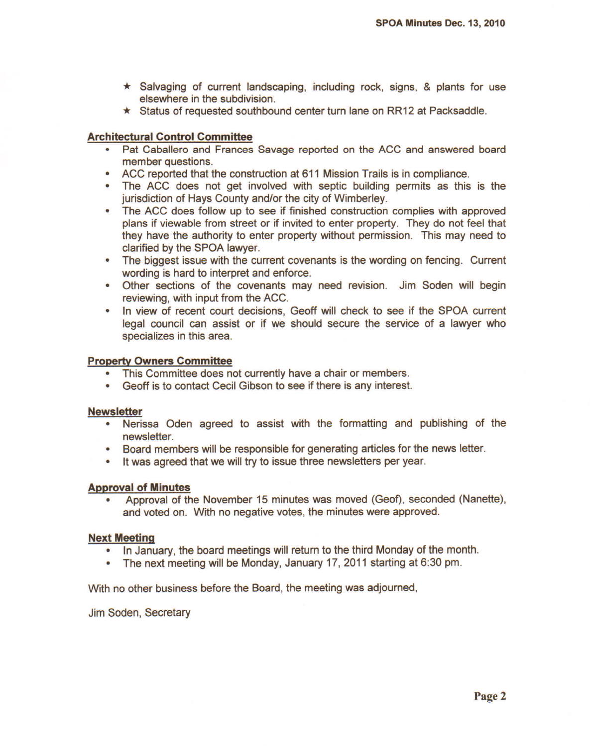- ★ Salvaging of current landscaping, including rock, signs, & plants for use elsewhere in the subdivision.
- ★ Status of requested southbound center turn lane on RR12 at Packsaddle.

**Architectural Control Committee**

- Pat Caballero and Frances Savage reported on the ACC and answered board member questions.
- ACC reported that the construction at 611 Mission Trails is in compliance.
- The ACC does not get involved with septic building permits as this is the jurisdiction of Hays County and/or the city of Wimberley.
- The ACC does follow up to see if finished construction complies with approved plans if viewable from street or if invited to enter property. They do not feel that they have the authority to enter property without permission. This may need to clarified by the SPOA lawyer.
- The biggest issue with the current covenants is the wording on fencing. Current wording is hard to interpret and enforce.
- Other sections of the covenants may need revision. Jim Soden will begin reviewing, with input from the ACC.
- In view of recent court decisions, Geoff will check to see if the SPOA current legal council can assist or if we should secure the service of a lawyer who specializes in this area.

**Property Owners Committee**

- This Committee does not currently have a chair or members.
- Geoff is to contact Cecil Gibson to see if there is any interest.

**Newsletter**

- Nerissa Oden agreed to assist with the formatting and publishing of the newsletter.
- Board members will be responsible for generating articles for the news letter.
- It was agreed that we will try to issue three newsletters per year.

**Approval of Minutes**

- Approval of the November 15 minutes was moved (Geof), seconded (Nanette), and voted on. With no negative votes, the minutes were approved.

**Next Meeting**

- In January, the board meetings will return to the third Monday of the month.
- The next meeting will be Monday, January 17, 2011 starting at 6:30 pm.

With no other business before the Board, the meeting was adjourned,

Jim Soden, Secretary